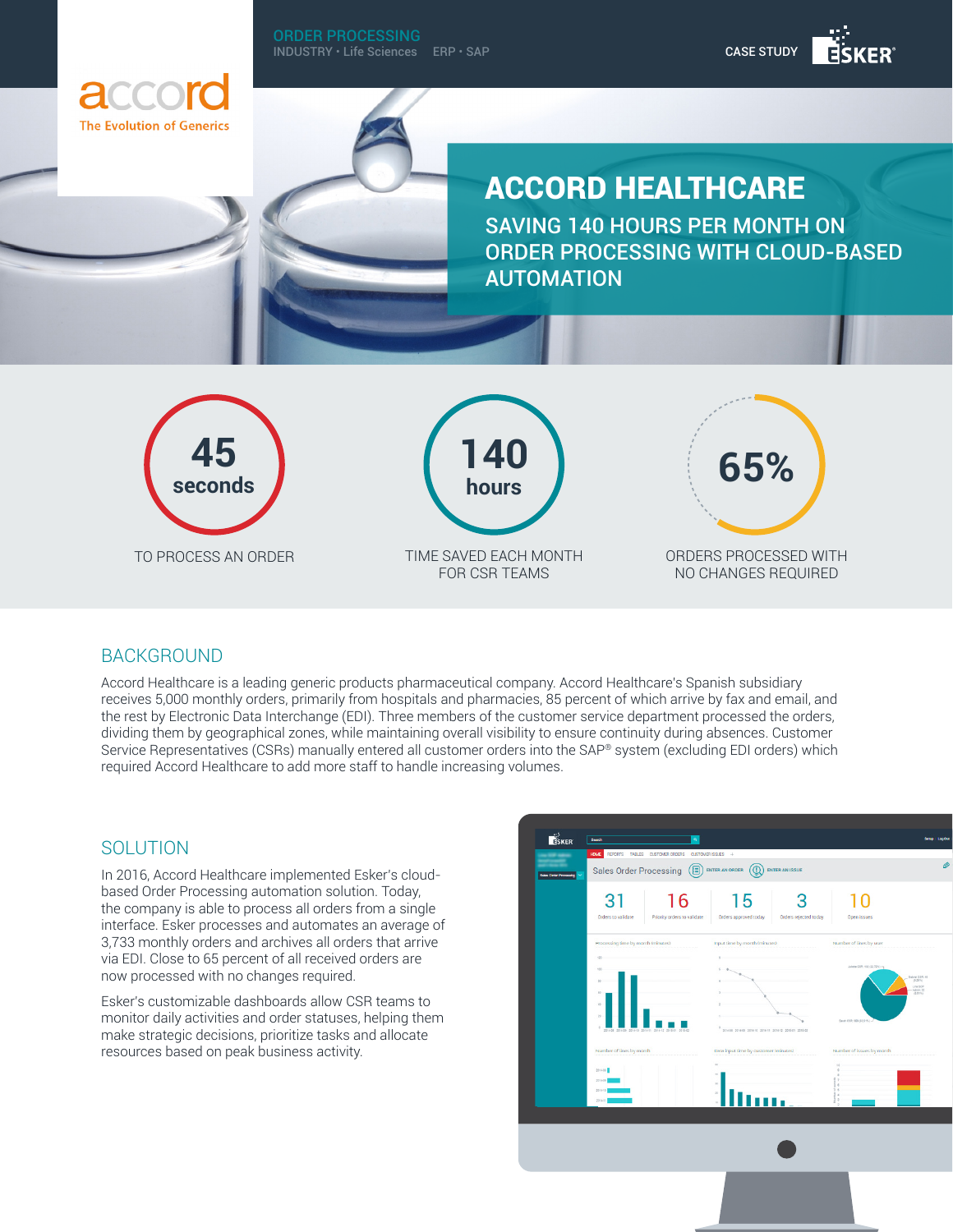ORDER PROCESSING
INDUSTRY • Life Sciences   ERP • SAP

CASE STUDY

accord
The Evolution of Generics

# ACCORD HEALTHCARE

## SAVING 140 HOURS PER MONTH ON ORDER PROCESSING WITH CLOUD-BASED AUTOMATION

**45 seconds**
TO PROCESS AN ORDER

**140 hours**
TIME SAVED EACH MONTH FOR CSR TEAMS

**65%**
ORDERS PROCESSED WITH NO CHANGES REQUIRED

## BACKGROUND

Accord Healthcare is a leading generic products pharmaceutical company. Accord Healthcare's Spanish subsidiary receives 5,000 monthly orders, primarily from hospitals and pharmacies, 85 percent of which arrive by fax and email, and the rest by Electronic Data Interchange (EDI). Three members of the customer service department processed the orders, dividing them by geographical zones, while maintaining overall visibility to ensure continuity during absences. Customer Service Representatives (CSRs) manually entered all customer orders into the SAP® system (excluding EDI orders) which required Accord Healthcare to add more staff to handle increasing volumes.

## SOLUTION

In 2016, Accord Healthcare implemented Esker's cloud-based Order Processing automation solution. Today, the company is able to process all orders from a single interface. Esker processes and automates an average of 3,733 monthly orders and archives all orders that arrive via EDI. Close to 65 percent of all received orders are now processed with no changes required.

Esker's customizable dashboards allow CSR teams to monitor daily activities and order statuses, helping them make strategic decisions, prioritize tasks and allocate resources based on peak business activity.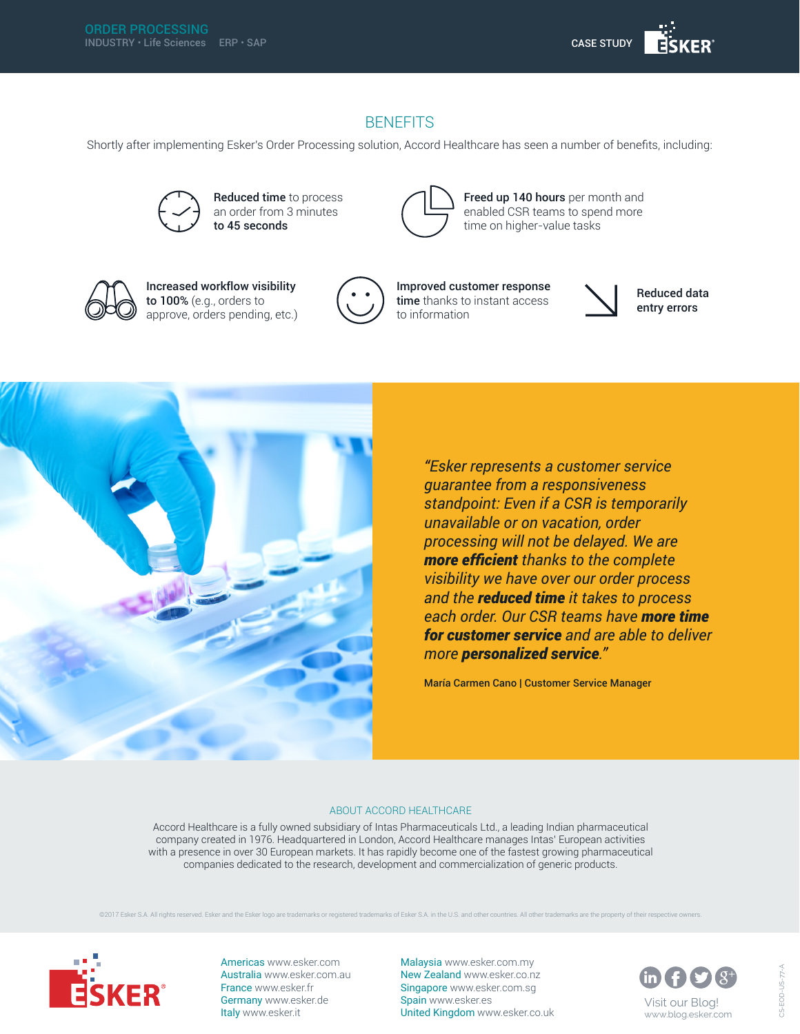## BENEFITS

Shortly after implementing Esker's Order Processing solution, Accord Healthcare has seen a number of benefits, including:

- **Reduced time** to process an order from 3 minutes **to 45 seconds**
- **Freed up 140 hours** per month and enabled CSR teams to spend more time on higher-value tasks
- **Increased workflow visibility to 100%** (e.g., orders to approve, orders pending, etc.)
- **Improved customer response time** thanks to instant access to information
- **Reduced data entry errors**

*"Esker represents a customer service guarantee from a responsiveness standpoint: Even if a CSR is temporarily unavailable or on vacation, order processing will not be delayed. We are* ***more efficient*** *thanks to the complete visibility we have over our order process and the* ***reduced time*** *it takes to process each order. Our CSR teams have* ***more time for customer service*** *and are able to deliver more* ***personalized service****."*

**María Carmen Cano | Customer Service Manager**

### ABOUT ACCORD HEALTHCARE

Accord Healthcare is a fully owned subsidiary of Intas Pharmaceuticals Ltd., a leading Indian pharmaceutical company created in 1976. Headquartered in London, Accord Healthcare manages Intas' European activities with a presence in over 30 European markets. It has rapidly become one of the fastest growing pharmaceutical companies dedicated to the research, development and commercialization of generic products.

©2017 Esker S.A. All rights reserved. Esker and the Esker logo are trademarks or registered trademarks of Esker S.A. in the U.S. and other countries. All other trademarks are the property of their respective owners.

Americas www.esker.com
Australia www.esker.com.au
France www.esker.fr
Germany www.esker.de
Italy www.esker.it
Malaysia www.esker.com.my
New Zealand www.esker.co.nz
Singapore www.esker.com.sg
Spain www.esker.es
United Kingdom www.esker.co.uk

Visit our Blog!
www.blog.esker.com

CS-EOD-US-77-A